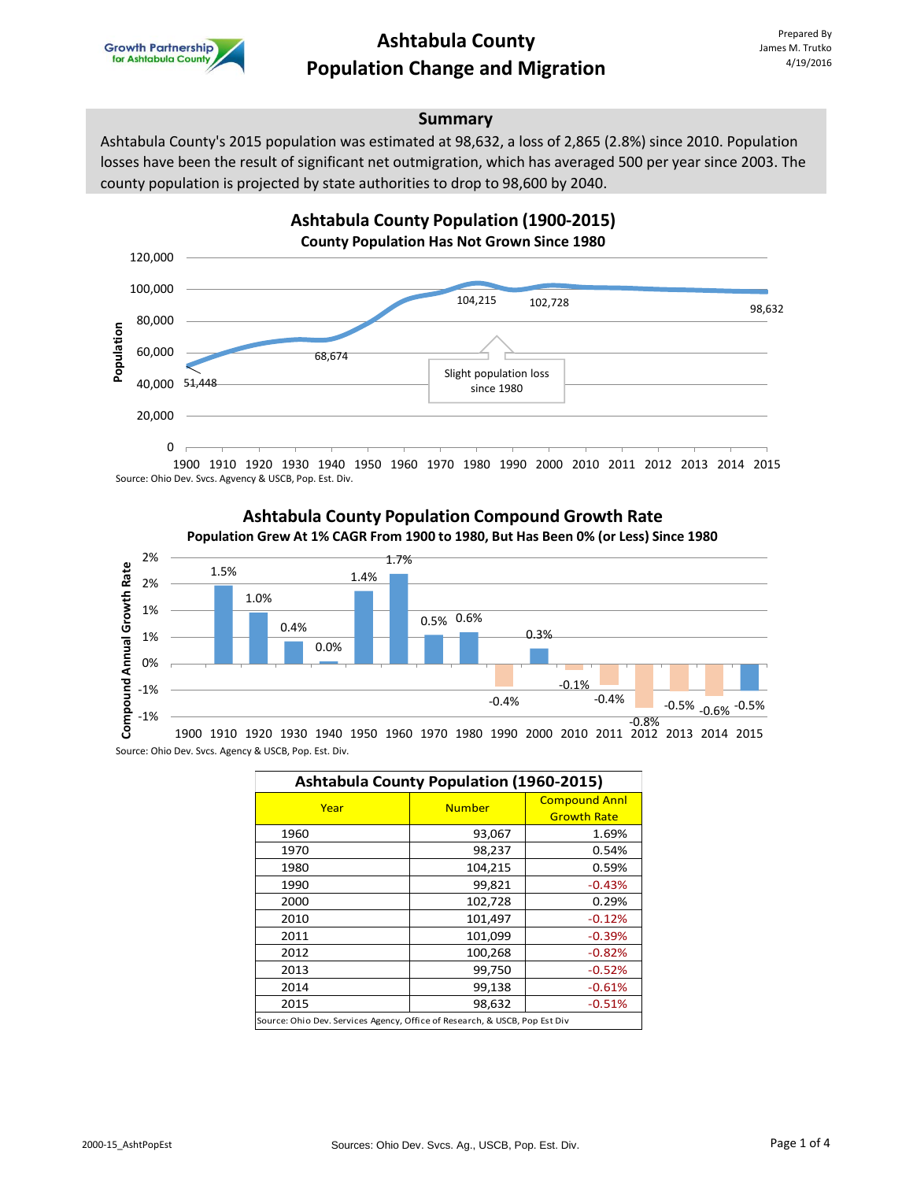# Ashtabula County
# Population Change and Migration

Prepared By
James M. Trutko
4/19/2016

## Summary

Ashtabula County's 2015 population was estimated at 98,632, a loss of 2,865 (2.8%) since 2010. Population losses have been the result of significant net outmigration, which has averaged 500 per year since 2003. The county population is projected by state authorities to drop to 98,600 by 2040.

### Ashtabula County Population (1900-2015)
**County Population Has Not Grown Since 1980**

Source: Ohio Dev. Svcs. Agvency & USCB, Pop. Est. Div.

### Ashtabula County Population Compound Growth Rate
**Population Grew At 1% CAGR From 1900 to 1980, But Has Been 0% (or Less) Since 1980**

Source: Ohio Dev. Svcs. Agency & USCB, Pop. Est. Div.

| Ashtabula County Population (1960-2015) | | |
|---|---|---|
| Year | Number | Compound Annl Growth Rate |
| 1960 | 93,067 | 1.69% |
| 1970 | 98,237 | 0.54% |
| 1980 | 104,215 | 0.59% |
| 1990 | 99,821 | -0.43% |
| 2000 | 102,728 | 0.29% |
| 2010 | 101,497 | -0.12% |
| 2011 | 101,099 | -0.39% |
| 2012 | 100,268 | -0.82% |
| 2013 | 99,750 | -0.52% |
| 2014 | 99,138 | -0.61% |
| 2015 | 98,632 | -0.51% |

Source: Ohio Dev. Services Agency, Office of Research, & USCB, Pop Est Div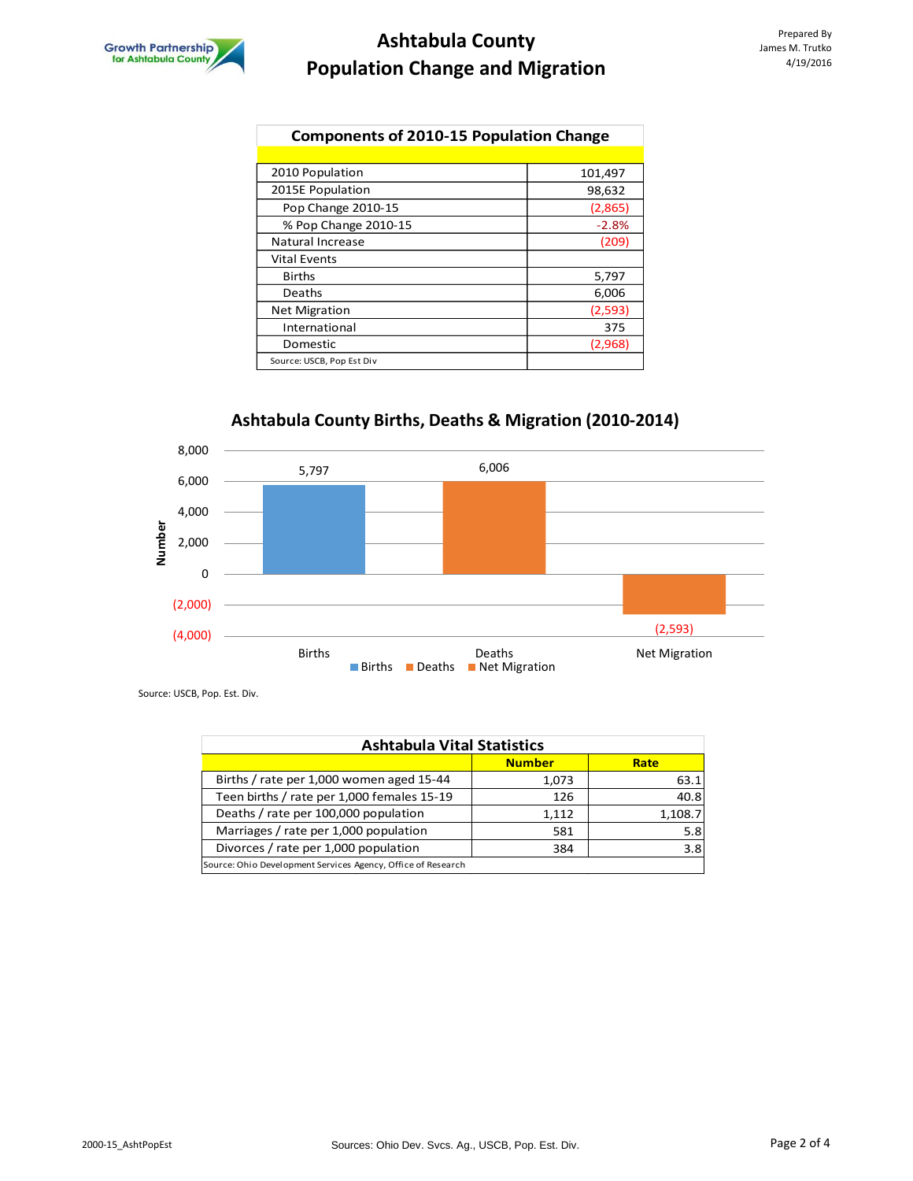# Ashtabula County
# Population Change and Migration

Prepared By
James M. Trutko
4/19/2016

| Components of 2010-15 Population Change | |
|---|---|
| 2010 Population | 101,497 |
| 2015E Population | 98,632 |
| Pop Change 2010-15 | (2,865) |
| % Pop Change 2010-15 | -2.8% |
| Natural Increase | (209) |
| Vital Events | |
| Births | 5,797 |
| Deaths | 6,006 |
| Net Migration | (2,593) |
| International | 375 |
| Domestic | (2,968) |
| Source: USCB, Pop Est Div | |

## Ashtabula County Births, Deaths & Migration (2010-2014)

| Category | Number |
|---|---|
| Births | 5,797 |
| Deaths | 6,006 |
| Net Migration | (2,593) |

Source: USCB, Pop. Est. Div.

| Ashtabula Vital Statistics | Number | Rate |
|---|---|---|
| Births / rate per 1,000 women aged 15-44 | 1,073 | 63.1 |
| Teen births / rate per 1,000 females 15-19 | 126 | 40.8 |
| Deaths / rate per 100,000 population | 1,112 | 1,108.7 |
| Marriages / rate per 1,000 population | 581 | 5.8 |
| Divorces / rate per 1,000 population | 384 | 3.8 |
| Source: Ohio Development Services Agency, Office of Research | | |

2000-15_AshtPopEst

Sources: Ohio Dev. Svcs. Ag., USCB, Pop. Est. Div.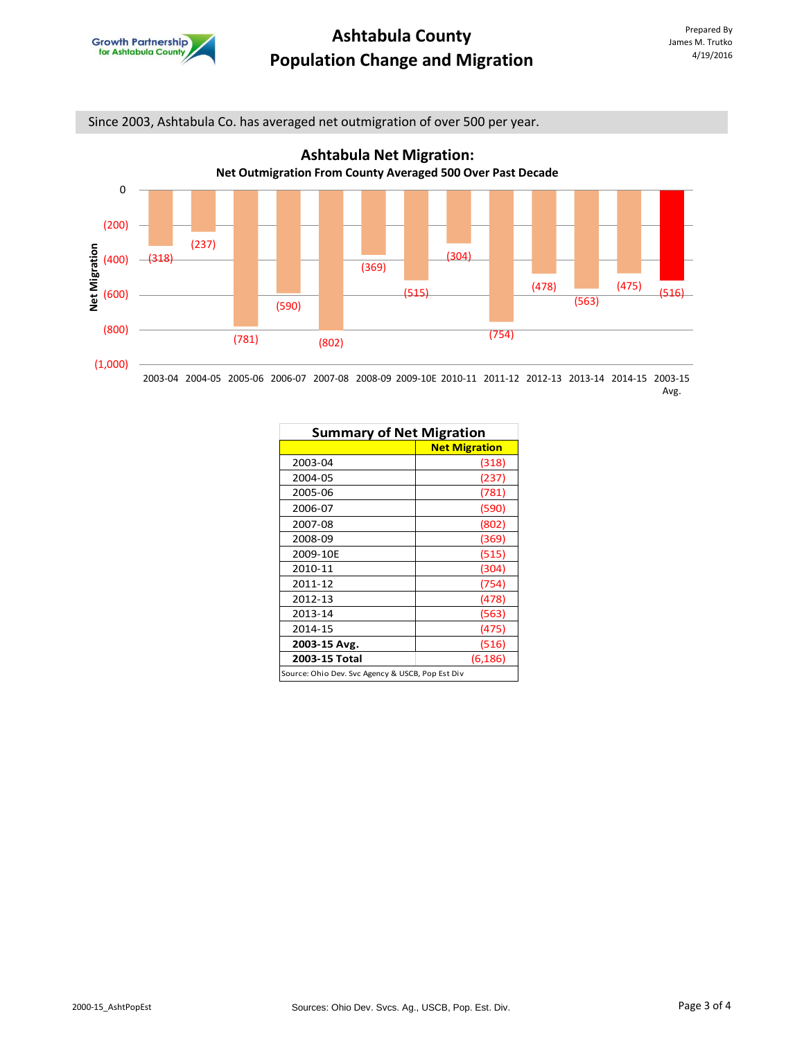# Ashtabula County Population Change and Migration

Since 2003, Ashtabula Co. has averaged net outmigration of over 500 per year.

## Ashtabula Net Migration:

**Net Outmigration From County Averaged 500 Over Past Decade**

| Year | Net Migration |
|---|---|
| 2003-04 | (318) |
| 2004-05 | (237) |
| 2005-06 | (781) |
| 2006-07 | (590) |
| 2007-08 | (802) |
| 2008-09 | (369) |
| 2009-10E | (515) |
| 2010-11 | (304) |
| 2011-12 | (754) |
| 2012-13 | (478) |
| 2013-14 | (563) |
| 2014-15 | (475) |
| 2003-15 Avg. | (516) |

### Summary of Net Migration

| | Net Migration |
|---|---|
| 2003-04 | (318) |
| 2004-05 | (237) |
| 2005-06 | (781) |
| 2006-07 | (590) |
| 2007-08 | (802) |
| 2008-09 | (369) |
| 2009-10E | (515) |
| 2010-11 | (304) |
| 2011-12 | (754) |
| 2012-13 | (478) |
| 2013-14 | (563) |
| 2014-15 | (475) |
| **2003-15 Avg.** | (516) |
| **2003-15 Total** | (6,186) |

Source: Ohio Dev. Svc Agency & USCB, Pop Est Div

Sources: Ohio Dev. Svcs. Ag., USCB, Pop. Est. Div.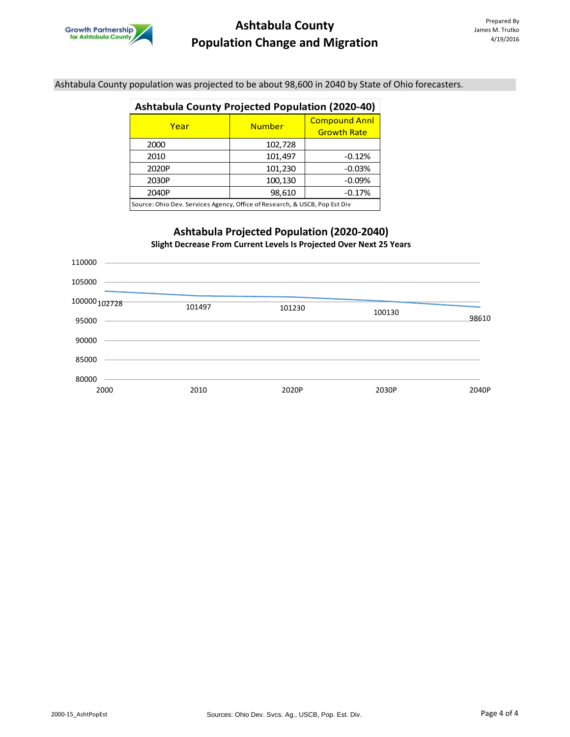# Ashtabula County
# Population Change and Migration

Growth Partnership for Ashtabula County

Prepared By
James M. Trutko
4/19/2016

Ashtabula County population was projected to be about 98,600 in 2040 by State of Ohio forecasters.

**Ashtabula County Projected Population (2020-40)**

| Year | Number | Compound Annl Growth Rate |
|---|---|---|
| 2000 | 102,728 | |
| 2010 | 101,497 | -0.12% |
| 2020P | 101,230 | -0.03% |
| 2030P | 100,130 | -0.09% |
| 2040P | 98,610 | -0.17% |

Source: Ohio Dev. Services Agency, Office of Research, & USCB, Pop Est Div

**Ashtabula Projected Population (2020-2040)**

**Slight Decrease From Current Levels Is Projected Over Next 25 Years**

110000
105000
100000
95000
90000
85000
80000

102728
101497
101230
100130
98610

2000
2010
2020P
2030P
2040P

2000-15_AshtPopEst

Sources: Ohio Dev. Svcs. Ag., USCB, Pop. Est. Div.